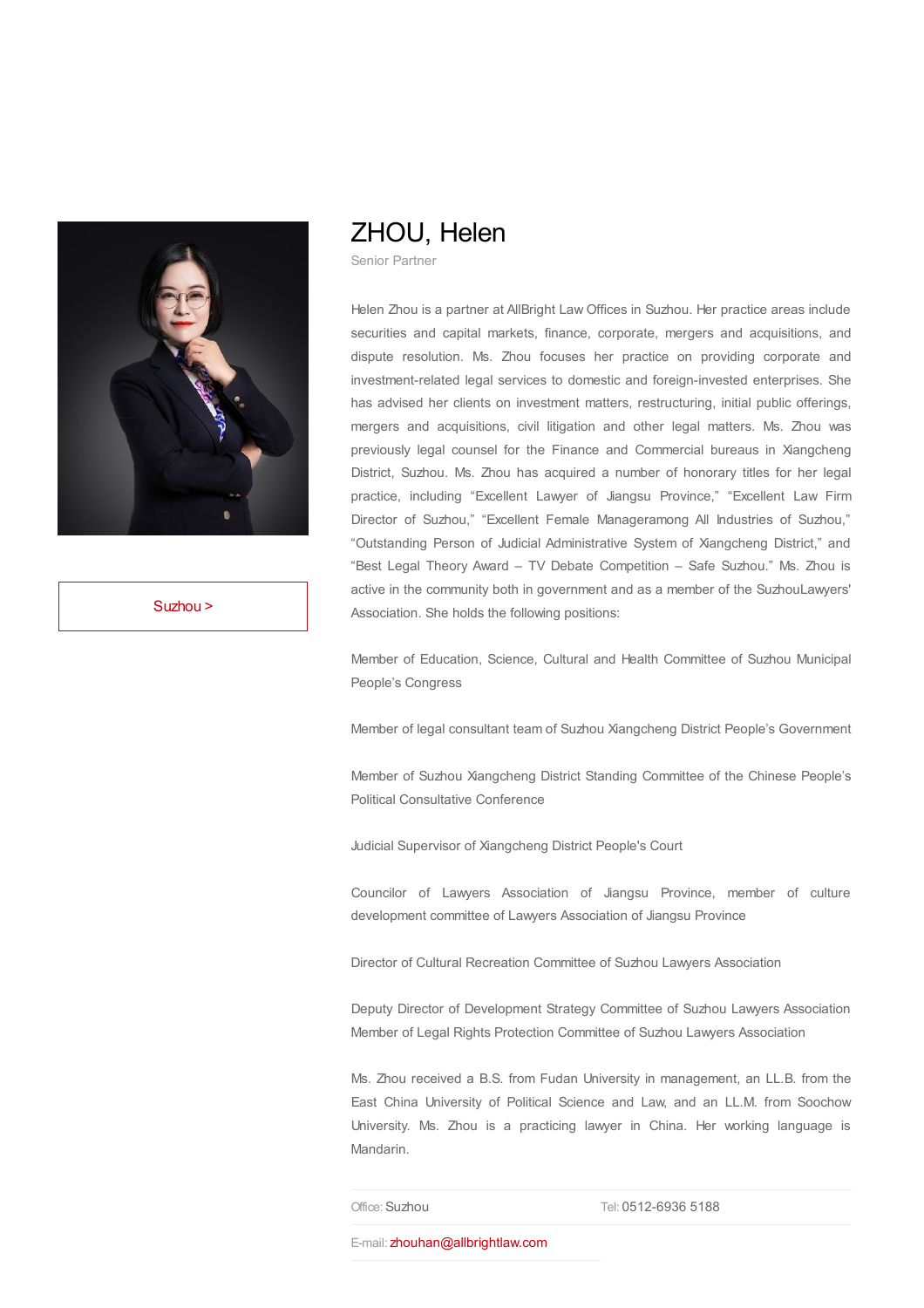# ZHOU, Helen

Senior Partner

Suzhou >

Helen Zhou is a partner at AllBright Law Offices in Suzhou. Her practice areas include securities and capital markets, finance, corporate, mergers and acquisitions, and dispute resolution. Ms. Zhou focuses her practice on providing corporate and investment-related legal services to domestic and foreign-invested enterprises. She has advised her clients on investment matters, restructuring, initial public offerings, mergers and acquisitions, civil litigation and other legal matters. Ms. Zhou was previously legal counsel for the Finance and Commercial bureaus in Xiangcheng District, Suzhou. Ms. Zhou has acquired a number of honorary titles for her legal practice, including "Excellent Lawyer of Jiangsu Province," "Excellent Law Firm Director of Suzhou," "Excellent Female Manageramong All Industries of Suzhou," "Outstanding Person of Judicial Administrative System of Xiangcheng District," and "Best Legal Theory Award – TV Debate Competition – Safe Suzhou." Ms. Zhou is active in the community both in government and as a member of the SuzhouLawyers' Association. She holds the following positions:

Member of Education, Science, Cultural and Health Committee of Suzhou Municipal People's Congress

Member of legal consultant team of Suzhou Xiangcheng District People's Government

Member of Suzhou Xiangcheng District Standing Committee of the Chinese People's Political Consultative Conference

Judicial Supervisor of Xiangcheng District People's Court

Councilor of Lawyers Association of Jiangsu Province, member of culture development committee of Lawyers Association of Jiangsu Province

Director of Cultural Recreation Committee of Suzhou Lawyers Association

Deputy Director of Development Strategy Committee of Suzhou Lawyers Association
Member of Legal Rights Protection Committee of Suzhou Lawyers Association

Ms. Zhou received a B.S. from Fudan University in management, an LL.B. from the East China University of Political Science and Law, and an LL.M. from Soochow University. Ms. Zhou is a practicing lawyer in China. Her working language is Mandarin.

Office: Suzhou

Tel: 0512-6936 5188

E-mail: zhouhan@allbrightlaw.com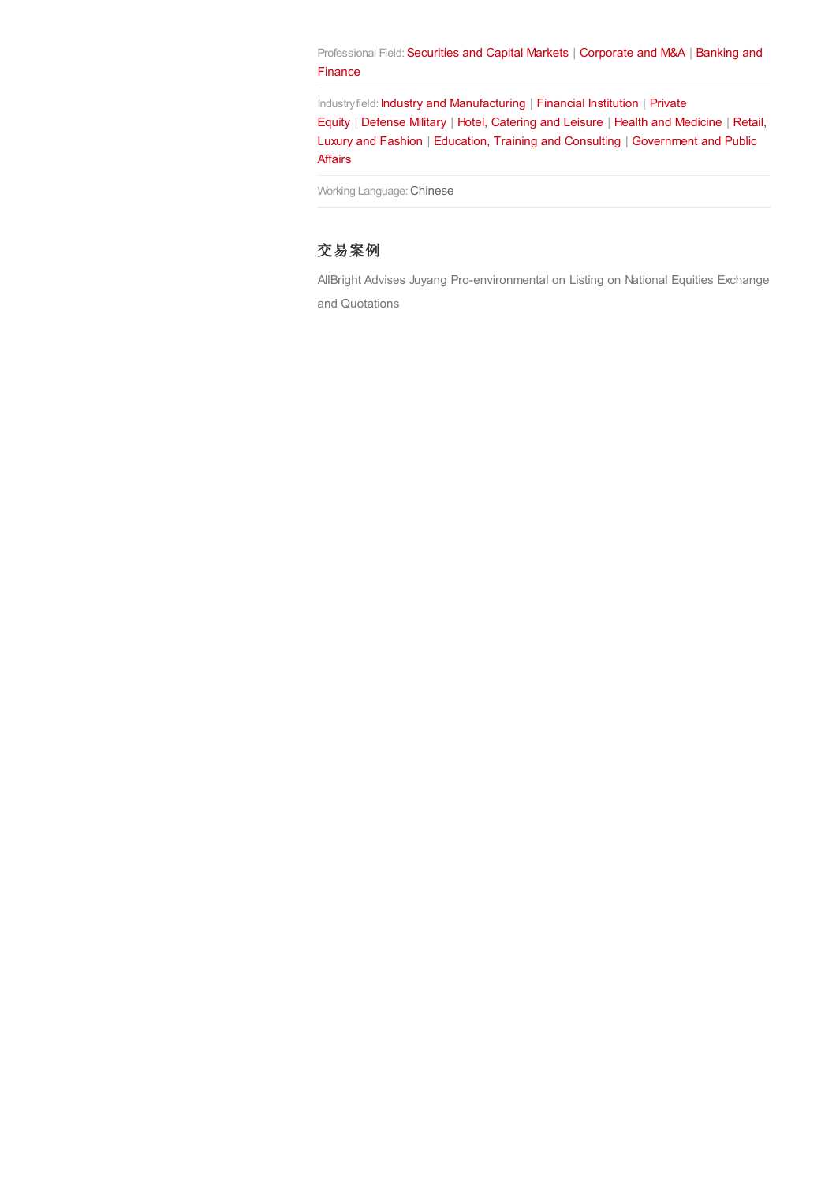Professional Field: Securities and Capital Markets | Corporate and M&A | Banking and Finance

Industry field: Industry and Manufacturing | Financial Institution | Private Equity | Defense Military | Hotel, Catering and Leisure | Health and Medicine | Retail, Luxury and Fashion | Education, Training and Consulting | Government and Public Affairs

Working Language: Chinese

## 交易案例

AllBright Advises Juyang Pro-environmental on Listing on National Equities Exchange and Quotations